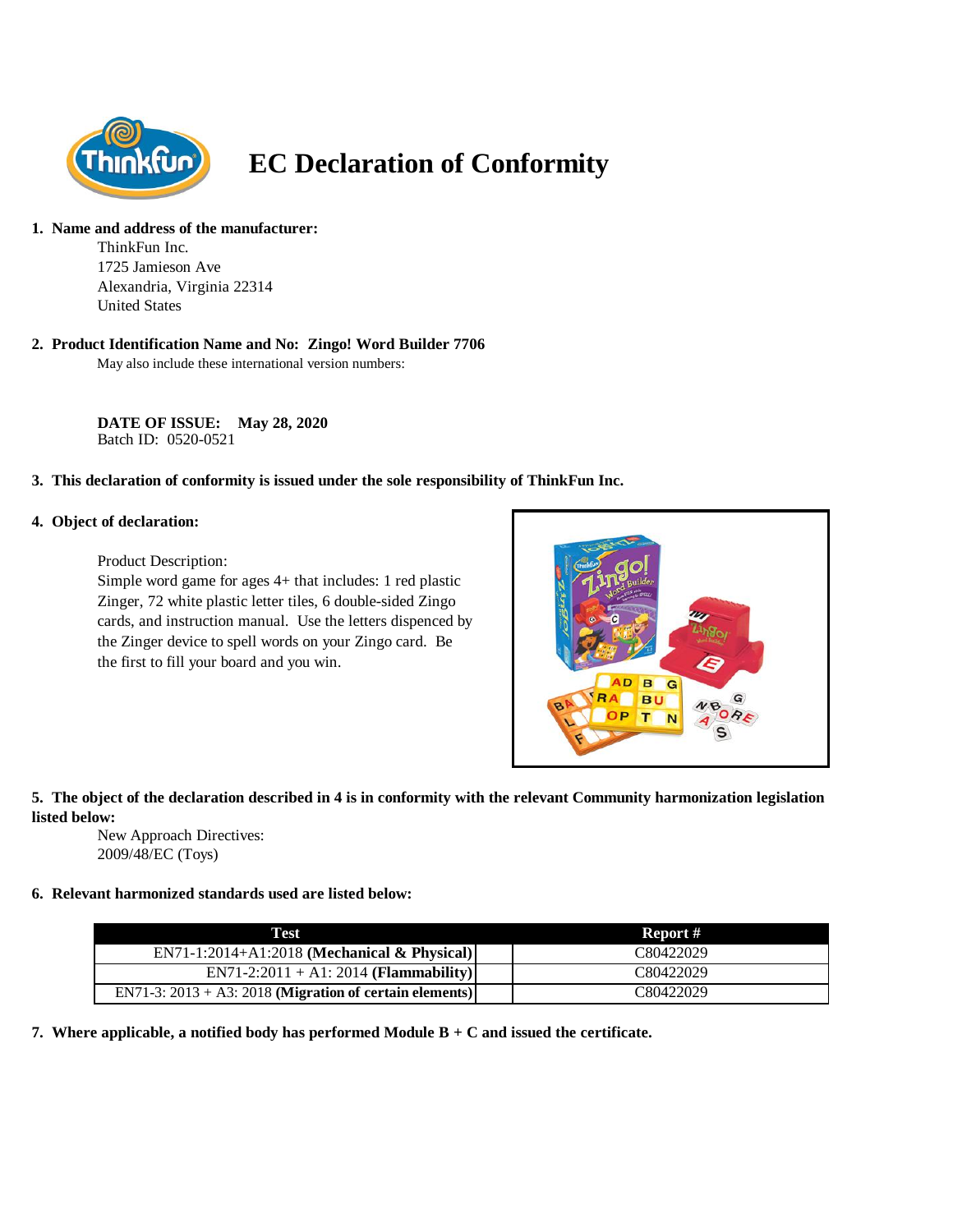# EC Declaration of Conformity

1. **Name and address of the manufacturer:**

   ThinkFun Inc.
   1725 Jamieson Ave
   Alexandria, Virginia 22314
   United States

2. **Product Identification Name and No: Zingo! Word Builder 7706**

   May also include these international version numbers:

   **DATE OF ISSUE: May 28, 2020**
   Batch ID: 0520-0521

3. **This declaration of conformity is issued under the sole responsibility of ThinkFun Inc.**

4. **Object of declaration:**

   Product Description:
   Simple word game for ages 4+ that includes: 1 red plastic Zinger, 72 white plastic letter tiles, 6 double-sided Zingo cards, and instruction manual. Use the letters dispenced by the Zinger device to spell words on your Zingo card. Be the first to fill your board and you win.

5. **The object of the declaration described in 4 is in conformity with the relevant Community harmonization legislation listed below:**

   New Approach Directives:
   2009/48/EC (Toys)

6. **Relevant harmonized standards used are listed below:**

| Test | Report # |
|---|---|
| EN71-1:2014+A1:2018 **(Mechanical & Physical)** | C80422029 |
| EN71-2:2011 + A1: 2014 **(Flammability)** | C80422029 |
| EN71-3: 2013 + A3: 2018 **(Migration of certain elements)** | C80422029 |

7. **Where applicable, a notified body has performed Module B + C and issued the certificate.**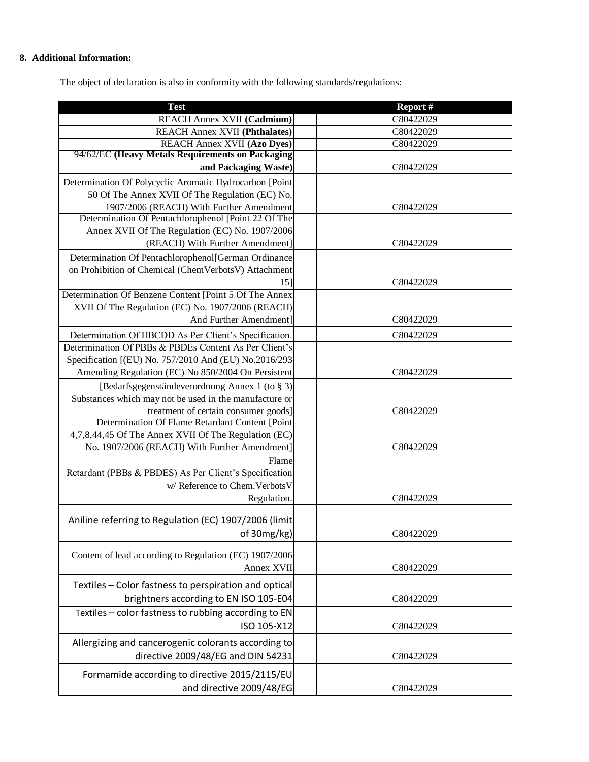**8. Additional Information:**

The object of declaration is also in conformity with the following standards/regulations:

| Test | Report # |
|---|---|
| REACH Annex XVII **(Cadmium)** | C80422029 |
| REACH Annex XVII **(Phthalates)** | C80422029 |
| REACH Annex XVII **(Azo Dyes)** | C80422029 |
| 94/62/EC **(Heavy Metals Requirements on Packaging and Packaging Waste)** | C80422029 |
| Determination Of Polycyclic Aromatic Hydrocarbon [Point 50 Of The Annex XVII Of The Regulation (EC) No. 1907/2006 (REACH) With Further Amendment | C80422029 |
| Determination Of Pentachlorophenol [Point 22 Of The Annex XVII Of The Regulation (EC) No. 1907/2006 (REACH) With Further Amendment] | C80422029 |
| Determination Of Pentachlorophenol[German Ordinance on Prohibition of Chemical (ChemVerbotsV) Attachment 15] | C80422029 |
| Determination Of Benzene Content [Point 5 Of The Annex XVII Of The Regulation (EC) No. 1907/2006 (REACH) And Further Amendment] | C80422029 |
| Determination Of HBCDD As Per Client's Specification. | C80422029 |
| Determination Of PBBs & PBDEs Content As Per Client's Specification [(EU) No. 757/2010 And (EU) No.2016/293 Amending Regulation (EC) No 850/2004 On Persistent | C80422029 |
| [Bedarfsgegenständeverordnung Annex 1 (to § 3) Substances which may not be used in the manufacture or treatment of certain consumer goods] | C80422029 |
| Determination Of Flame Retardant Content [Point 4,7,8,44,45 Of The Annex XVII Of The Regulation (EC) No. 1907/2006 (REACH) With Further Amendment] | C80422029 |
| Flame Retardant (PBBs & PBDES) As Per Client's Specification w/ Reference to Chem.VerbotsV Regulation. | C80422029 |
| Aniline referring to Regulation (EC) 1907/2006 (limit of 30mg/kg) | C80422029 |
| Content of lead according to Regulation (EC) 1907/2006 Annex XVII | C80422029 |
| Textiles – Color fastness to perspiration and optical brightners according to EN ISO 105-E04 | C80422029 |
| Textiles – color fastness to rubbing according to EN ISO 105-X12 | C80422029 |
| Allergizing and cancerogenic colorants according to directive 2009/48/EG and DIN 54231 | C80422029 |
| Formamide according to directive 2015/2115/EU and directive 2009/48/EG | C80422029 |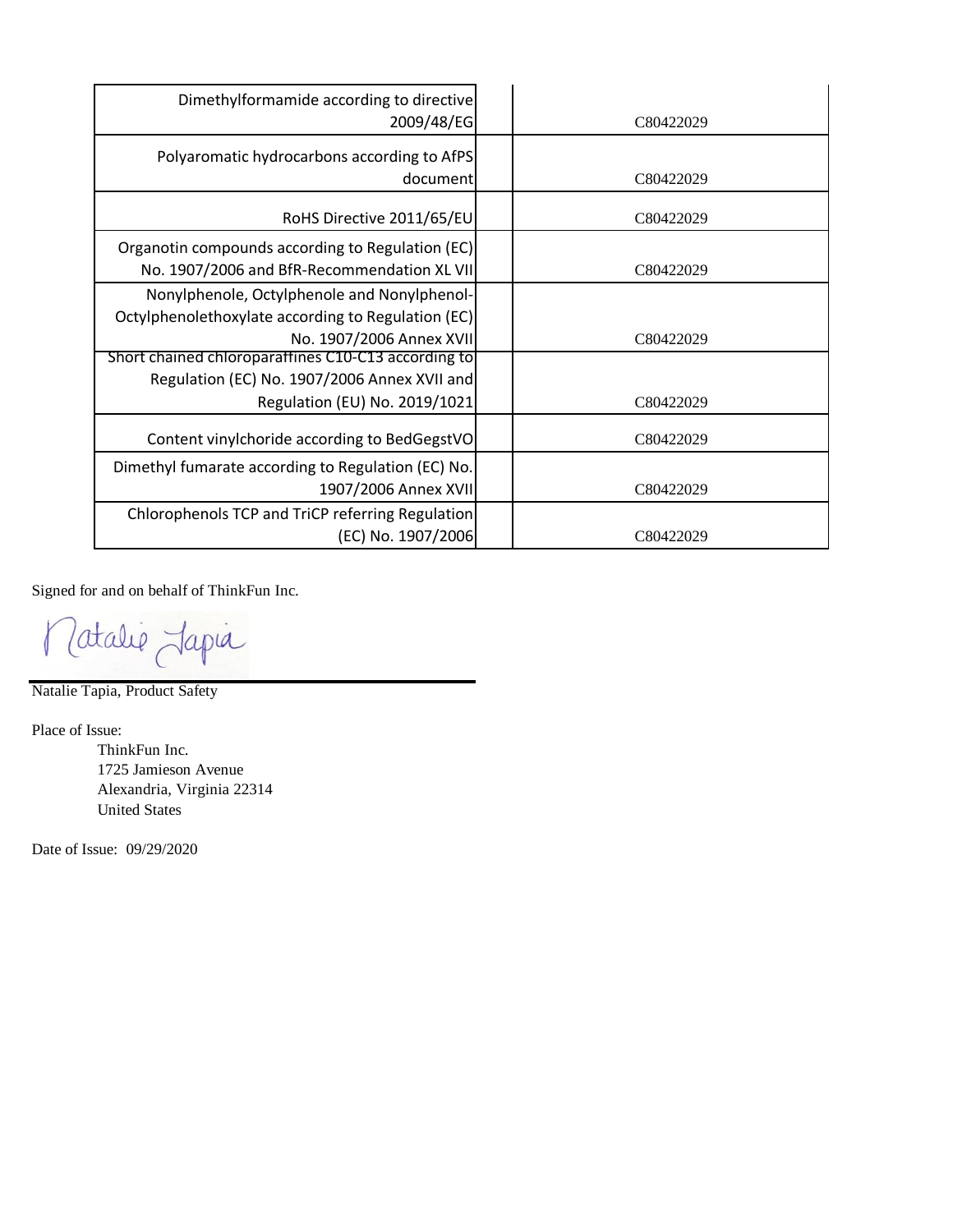| | | |
|---|---|---|
| Dimethylformamide according to directive 2009/48/EG | | C80422029 |
| Polyaromatic hydrocarbons according to AfPS document | | C80422029 |
| RoHS Directive 2011/65/EU | | C80422029 |
| Organotin compounds according to Regulation (EC) No. 1907/2006 and BfR-Recommendation XL VII | | C80422029 |
| Nonylphenole, Octylphenole and Nonylphenol-Octylphenolethoxylate according to Regulation (EC) No. 1907/2006 Annex XVII | | C80422029 |
| Short chained chloroparaffines C10-C13 according to Regulation (EC) No. 1907/2006 Annex XVII and Regulation (EU) No. 2019/1021 | | C80422029 |
| Content vinylchoride according to BedGegstVO | | C80422029 |
| Dimethyl fumarate according to Regulation (EC) No. 1907/2006 Annex XVII | | C80422029 |
| Chlorophenols TCP and TriCP referring Regulation (EC) No. 1907/2006 | | C80422029 |

Signed for and on behalf of ThinkFun Inc.

Natalie Tapia

Natalie Tapia, Product Safety

Place of Issue:

ThinkFun Inc.
1725 Jamieson Avenue
Alexandria, Virginia 22314
United States

Date of Issue: 09/29/2020